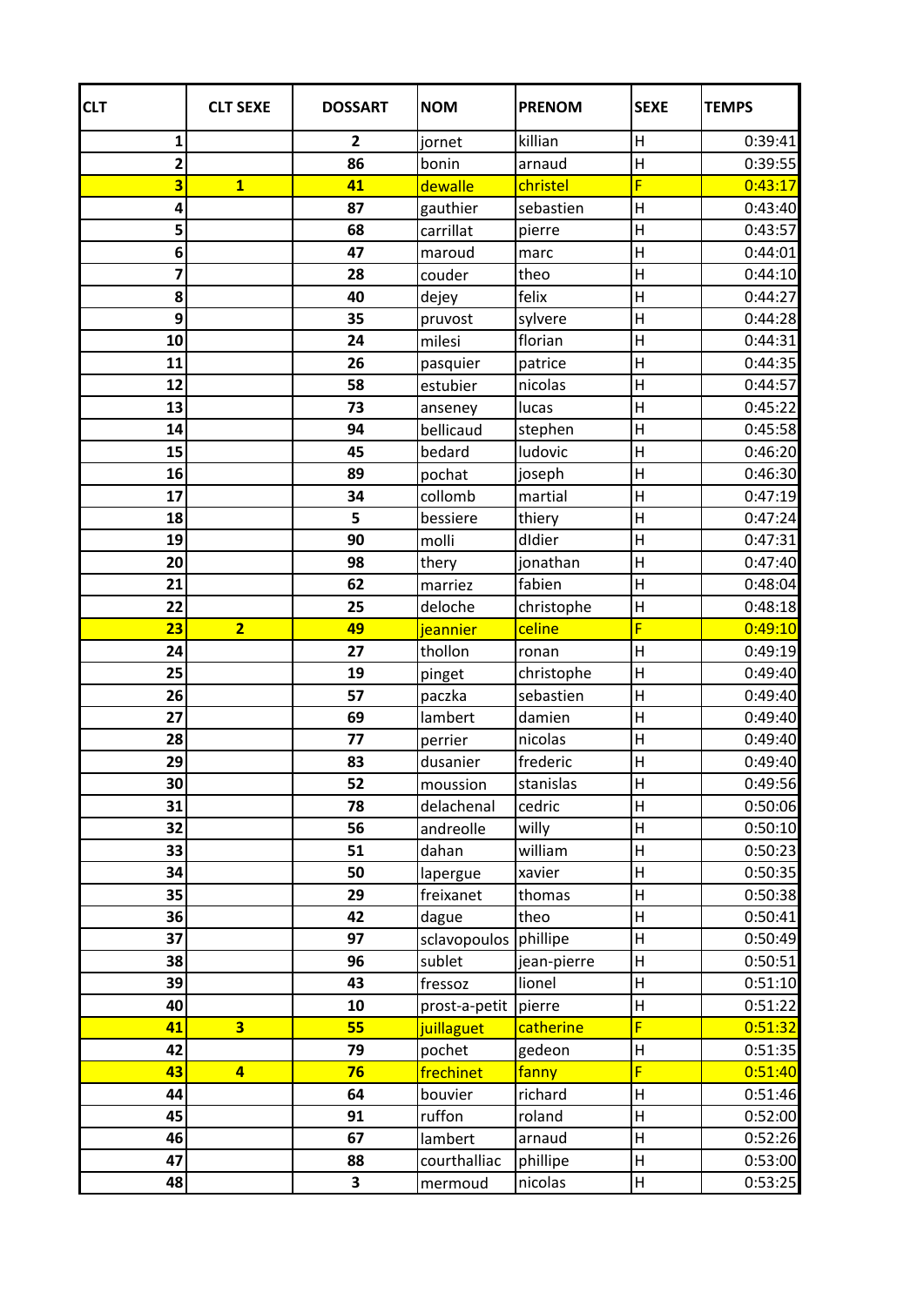| CLT | CLT SEXE | DOSSART | NOM | PRENOM | SEXE | TEMPS |
|---|---|---|---|---|---|---|
| 1 | | 2 | jornet | killian | H | 0:39:41 |
| 2 | | 86 | bonin | arnaud | H | 0:39:55 |
| 3 | 1 | 41 | dewalle | christel | F | 0:43:17 |
| 4 | | 87 | gauthier | sebastien | H | 0:43:40 |
| 5 | | 68 | carrillat | pierre | H | 0:43:57 |
| 6 | | 47 | maroud | marc | H | 0:44:01 |
| 7 | | 28 | couder | theo | H | 0:44:10 |
| 8 | | 40 | dejey | felix | H | 0:44:27 |
| 9 | | 35 | pruvost | sylvere | H | 0:44:28 |
| 10 | | 24 | milesi | florian | H | 0:44:31 |
| 11 | | 26 | pasquier | patrice | H | 0:44:35 |
| 12 | | 58 | estubier | nicolas | H | 0:44:57 |
| 13 | | 73 | anseney | lucas | H | 0:45:22 |
| 14 | | 94 | bellicaud | stephen | H | 0:45:58 |
| 15 | | 45 | bedard | ludovic | H | 0:46:20 |
| 16 | | 89 | pochat | joseph | H | 0:46:30 |
| 17 | | 34 | collomb | martial | H | 0:47:19 |
| 18 | | 5 | bessiere | thiery | H | 0:47:24 |
| 19 | | 90 | molli | dIdier | H | 0:47:31 |
| 20 | | 98 | thery | jonathan | H | 0:47:40 |
| 21 | | 62 | marriez | fabien | H | 0:48:04 |
| 22 | | 25 | deloche | christophe | H | 0:48:18 |
| 23 | 2 | 49 | jeannier | celine | F | 0:49:10 |
| 24 | | 27 | thollon | ronan | H | 0:49:19 |
| 25 | | 19 | pinget | christophe | H | 0:49:40 |
| 26 | | 57 | paczka | sebastien | H | 0:49:40 |
| 27 | | 69 | lambert | damien | H | 0:49:40 |
| 28 | | 77 | perrier | nicolas | H | 0:49:40 |
| 29 | | 83 | dusanier | frederic | H | 0:49:40 |
| 30 | | 52 | moussion | stanislas | H | 0:49:56 |
| 31 | | 78 | delachenal | cedric | H | 0:50:06 |
| 32 | | 56 | andreolle | willy | H | 0:50:10 |
| 33 | | 51 | dahan | william | H | 0:50:23 |
| 34 | | 50 | lapergue | xavier | H | 0:50:35 |
| 35 | | 29 | freixanet | thomas | H | 0:50:38 |
| 36 | | 42 | dague | theo | H | 0:50:41 |
| 37 | | 97 | sclavopoulos | phillipe | H | 0:50:49 |
| 38 | | 96 | sublet | jean-pierre | H | 0:50:51 |
| 39 | | 43 | fressoz | lionel | H | 0:51:10 |
| 40 | | 10 | prost-a-petit | pierre | H | 0:51:22 |
| 41 | 3 | 55 | juillaguet | catherine | F | 0:51:32 |
| 42 | | 79 | pochet | gedeon | H | 0:51:35 |
| 43 | 4 | 76 | frechinet | fanny | F | 0:51:40 |
| 44 | | 64 | bouvier | richard | H | 0:51:46 |
| 45 | | 91 | ruffon | roland | H | 0:52:00 |
| 46 | | 67 | lambert | arnaud | H | 0:52:26 |
| 47 | | 88 | courthalliac | phillipe | H | 0:53:00 |
| 48 | | 3 | mermoud | nicolas | H | 0:53:25 |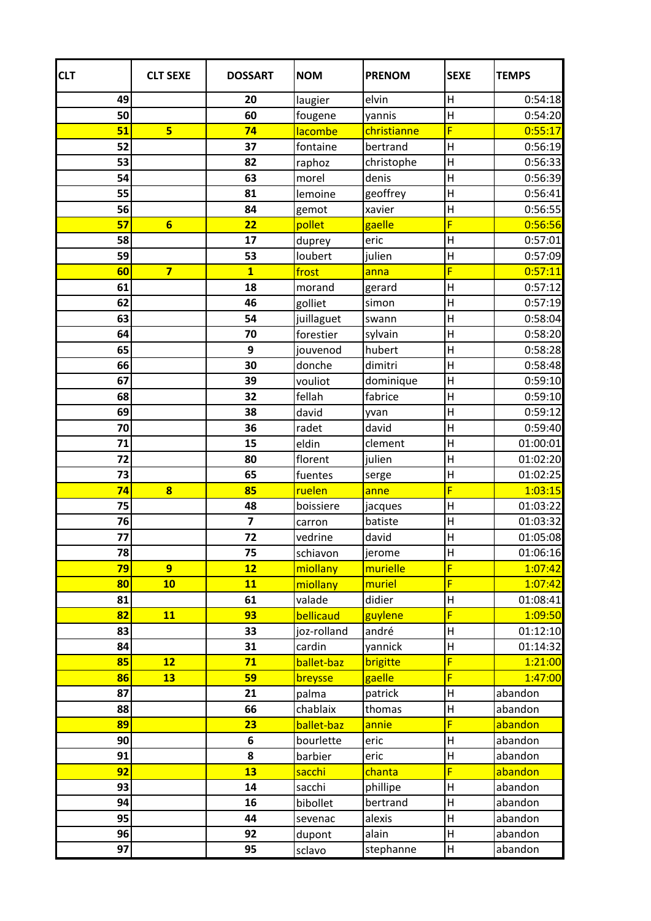| CLT | CLT SEXE | DOSSART | NOM | PRENOM | SEXE | TEMPS |
|---|---|---|---|---|---|---|
| 49 | | 20 | laugier | elvin | H | 0:54:18 |
| 50 | | 60 | fougene | yannis | H | 0:54:20 |
| 51 | 5 | 74 | lacombe | christianne | F | 0:55:17 |
| 52 | | 37 | fontaine | bertrand | H | 0:56:19 |
| 53 | | 82 | raphoz | christophe | H | 0:56:33 |
| 54 | | 63 | morel | denis | H | 0:56:39 |
| 55 | | 81 | lemoine | geoffrey | H | 0:56:41 |
| 56 | | 84 | gemot | xavier | H | 0:56:55 |
| 57 | 6 | 22 | pollet | gaelle | F | 0:56:56 |
| 58 | | 17 | duprey | eric | H | 0:57:01 |
| 59 | | 53 | loubert | julien | H | 0:57:09 |
| 60 | 7 | 1 | frost | anna | F | 0:57:11 |
| 61 | | 18 | morand | gerard | H | 0:57:12 |
| 62 | | 46 | golliet | simon | H | 0:57:19 |
| 63 | | 54 | juillaguet | swann | H | 0:58:04 |
| 64 | | 70 | forestier | sylvain | H | 0:58:20 |
| 65 | | 9 | jouvenod | hubert | H | 0:58:28 |
| 66 | | 30 | donche | dimitri | H | 0:58:48 |
| 67 | | 39 | vouliot | dominique | H | 0:59:10 |
| 68 | | 32 | fellah | fabrice | H | 0:59:10 |
| 69 | | 38 | david | yvan | H | 0:59:12 |
| 70 | | 36 | radet | david | H | 0:59:40 |
| 71 | | 15 | eldin | clement | H | 01:00:01 |
| 72 | | 80 | florent | julien | H | 01:02:20 |
| 73 | | 65 | fuentes | serge | H | 01:02:25 |
| 74 | 8 | 85 | ruelen | anne | F | 1:03:15 |
| 75 | | 48 | boissiere | jacques | H | 01:03:22 |
| 76 | | 7 | carron | batiste | H | 01:03:32 |
| 77 | | 72 | vedrine | david | H | 01:05:08 |
| 78 | | 75 | schiavon | jerome | H | 01:06:16 |
| 79 | 9 | 12 | miollany | murielle | F | 1:07:42 |
| 80 | 10 | 11 | miollany | muriel | F | 1:07:42 |
| 81 | | 61 | valade | didier | H | 01:08:41 |
| 82 | 11 | 93 | bellicaud | guylene | F | 1:09:50 |
| 83 | | 33 | joz-rolland | andré | H | 01:12:10 |
| 84 | | 31 | cardin | yannick | H | 01:14:32 |
| 85 | 12 | 71 | ballet-baz | brigitte | F | 1:21:00 |
| 86 | 13 | 59 | breysse | gaelle | F | 1:47:00 |
| 87 | | 21 | palma | patrick | H | abandon |
| 88 | | 66 | chablaix | thomas | H | abandon |
| 89 | | 23 | ballet-baz | annie | F | abandon |
| 90 | | 6 | bourlette | eric | H | abandon |
| 91 | | 8 | barbier | eric | H | abandon |
| 92 | | 13 | sacchi | chanta | F | abandon |
| 93 | | 14 | sacchi | phillipe | H | abandon |
| 94 | | 16 | bibollet | bertrand | H | abandon |
| 95 | | 44 | sevenac | alexis | H | abandon |
| 96 | | 92 | dupont | alain | H | abandon |
| 97 | | 95 | sclavo | stephanne | H | abandon |